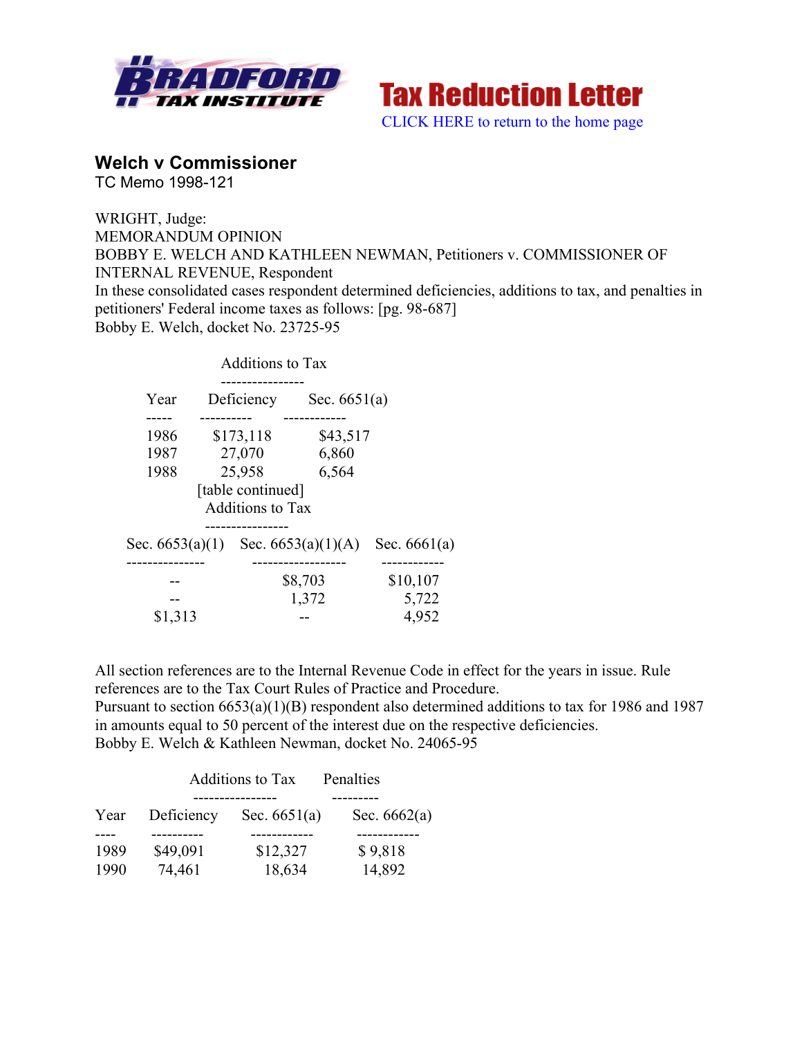**Tax Reduction Letter**

CLICK HERE to return to the home page

## Welch v Commissioner

TC Memo 1998-121

WRIGHT, Judge:
MEMORANDUM OPINION
BOBBY E. WELCH AND KATHLEEN NEWMAN, Petitioners v. COMMISSIONER OF INTERNAL REVENUE, Respondent
In these consolidated cases respondent determined deficiencies, additions to tax, and penalties in petitioners' Federal income taxes as follows: [pg. 98-687]
Bobby E. Welch, docket No. 23725-95

| | | Additions to Tax | | | |
|---|---|---|---|---|---|
| Year | Deficiency | Sec. 6651(a) | Sec. 6653(a)(1) | Sec. 6653(a)(1)(A) | Sec. 6661(a) |
| 1986 | $173,118 | $43,517 | -- | $8,703 | $10,107 |
| 1987 | 27,070 | 6,860 | -- | 1,372 | 5,722 |
| 1988 | 25,958 | 6,564 | $1,313 | -- | 4,952 |

All section references are to the Internal Revenue Code in effect for the years in issue. Rule references are to the Tax Court Rules of Practice and Procedure.
Pursuant to section 6653(a)(1)(B) respondent also determined additions to tax for 1986 and 1987 in amounts equal to 50 percent of the interest due on the respective deficiencies.
Bobby E. Welch & Kathleen Newman, docket No. 24065-95

| | | Additions to Tax | Penalties |
|---|---|---|---|
| Year | Deficiency | Sec. 6651(a) | Sec. 6662(a) |
| 1989 | $49,091 | $12,327 | $ 9,818 |
| 1990 | 74,461 | 18,634 | 14,892 |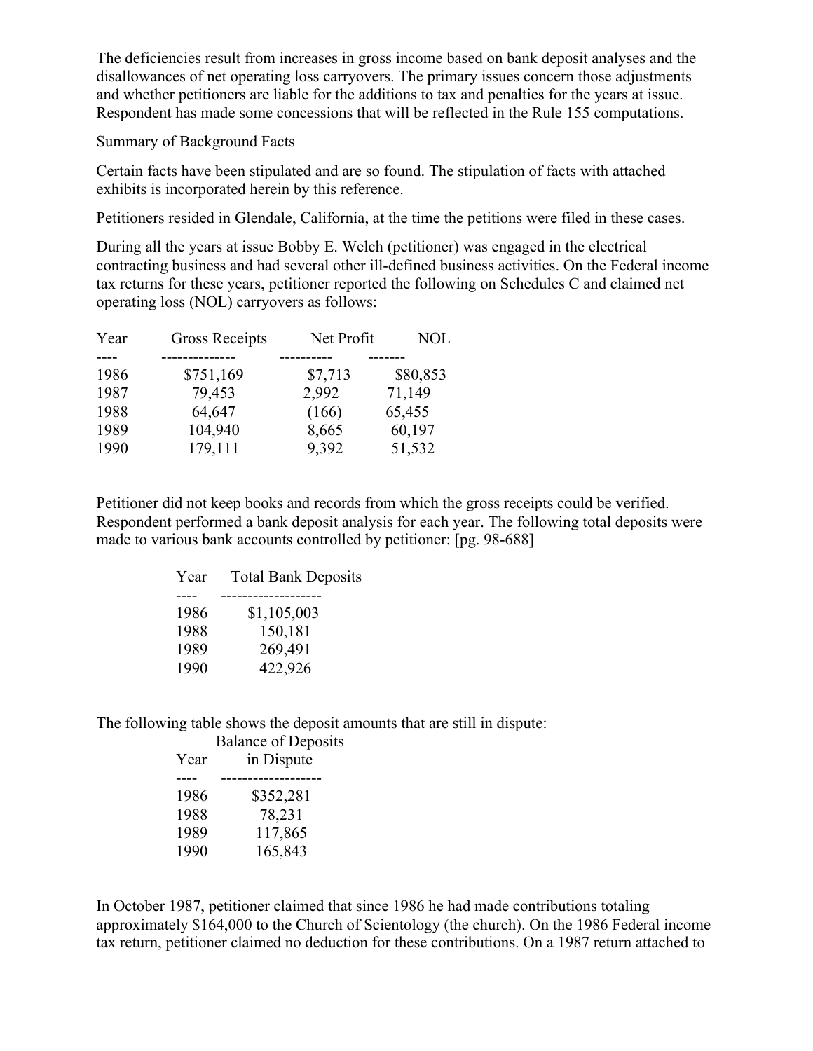The deficiencies result from increases in gross income based on bank deposit analyses and the disallowances of net operating loss carryovers. The primary issues concern those adjustments and whether petitioners are liable for the additions to tax and penalties for the years at issue. Respondent has made some concessions that will be reflected in the Rule 155 computations.

Summary of Background Facts

Certain facts have been stipulated and are so found. The stipulation of facts with attached exhibits is incorporated herein by this reference.

Petitioners resided in Glendale, California, at the time the petitions were filed in these cases.

During all the years at issue Bobby E. Welch (petitioner) was engaged in the electrical contracting business and had several other ill-defined business activities. On the Federal income tax returns for these years, petitioner reported the following on Schedules C and claimed net operating loss (NOL) carryovers as follows:

| Year | Gross Receipts | Net Profit | NOL |
|---|---|---|---|
| 1986 | $751,169 | $7,713 | $80,853 |
| 1987 | 79,453 | 2,992 | 71,149 |
| 1988 | 64,647 | (166) | 65,455 |
| 1989 | 104,940 | 8,665 | 60,197 |
| 1990 | 179,111 | 9,392 | 51,532 |

Petitioner did not keep books and records from which the gross receipts could be verified. Respondent performed a bank deposit analysis for each year. The following total deposits were made to various bank accounts controlled by petitioner: [pg. 98-688]

| Year | Total Bank Deposits |
|---|---|
| 1986 | $1,105,003 |
| 1988 | 150,181 |
| 1989 | 269,491 |
| 1990 | 422,926 |

The following table shows the deposit amounts that are still in dispute:

| Year | Balance of Deposits in Dispute |
|---|---|
| 1986 | $352,281 |
| 1988 | 78,231 |
| 1989 | 117,865 |
| 1990 | 165,843 |

In October 1987, petitioner claimed that since 1986 he had made contributions totaling approximately $164,000 to the Church of Scientology (the church). On the 1986 Federal income tax return, petitioner claimed no deduction for these contributions. On a 1987 return attached to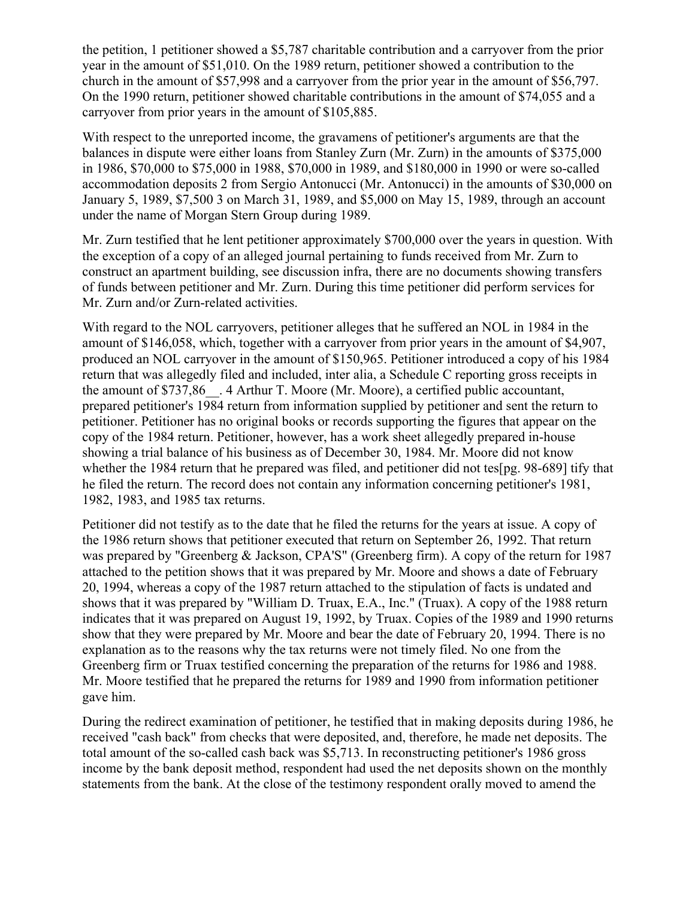the petition, 1 petitioner showed a $5,787 charitable contribution and a carryover from the prior year in the amount of $51,010. On the 1989 return, petitioner showed a contribution to the church in the amount of $57,998 and a carryover from the prior year in the amount of $56,797. On the 1990 return, petitioner showed charitable contributions in the amount of $74,055 and a carryover from prior years in the amount of $105,885.

With respect to the unreported income, the gravamens of petitioner's arguments are that the balances in dispute were either loans from Stanley Zurn (Mr. Zurn) in the amounts of $375,000 in 1986, $70,000 to $75,000 in 1988, $70,000 in 1989, and $180,000 in 1990 or were so-called accommodation deposits 2 from Sergio Antonucci (Mr. Antonucci) in the amounts of $30,000 on January 5, 1989, $7,500 3 on March 31, 1989, and $5,000 on May 15, 1989, through an account under the name of Morgan Stern Group during 1989.

Mr. Zurn testified that he lent petitioner approximately $700,000 over the years in question. With the exception of a copy of an alleged journal pertaining to funds received from Mr. Zurn to construct an apartment building, see discussion infra, there are no documents showing transfers of funds between petitioner and Mr. Zurn. During this time petitioner did perform services for Mr. Zurn and/or Zurn-related activities.

With regard to the NOL carryovers, petitioner alleges that he suffered an NOL in 1984 in the amount of $146,058, which, together with a carryover from prior years in the amount of $4,907, produced an NOL carryover in the amount of $150,965. Petitioner introduced a copy of his 1984 return that was allegedly filed and included, inter alia, a Schedule C reporting gross receipts in the amount of $737,86__. 4 Arthur T. Moore (Mr. Moore), a certified public accountant, prepared petitioner's 1984 return from information supplied by petitioner and sent the return to petitioner. Petitioner has no original books or records supporting the figures that appear on the copy of the 1984 return. Petitioner, however, has a work sheet allegedly prepared in-house showing a trial balance of his business as of December 30, 1984. Mr. Moore did not know whether the 1984 return that he prepared was filed, and petitioner did not tes[pg. 98-689] tify that he filed the return. The record does not contain any information concerning petitioner's 1981, 1982, 1983, and 1985 tax returns.

Petitioner did not testify as to the date that he filed the returns for the years at issue. A copy of the 1986 return shows that petitioner executed that return on September 26, 1992. That return was prepared by "Greenberg & Jackson, CPA'S" (Greenberg firm). A copy of the return for 1987 attached to the petition shows that it was prepared by Mr. Moore and shows a date of February 20, 1994, whereas a copy of the 1987 return attached to the stipulation of facts is undated and shows that it was prepared by "William D. Truax, E.A., Inc." (Truax). A copy of the 1988 return indicates that it was prepared on August 19, 1992, by Truax. Copies of the 1989 and 1990 returns show that they were prepared by Mr. Moore and bear the date of February 20, 1994. There is no explanation as to the reasons why the tax returns were not timely filed. No one from the Greenberg firm or Truax testified concerning the preparation of the returns for 1986 and 1988. Mr. Moore testified that he prepared the returns for 1989 and 1990 from information petitioner gave him.

During the redirect examination of petitioner, he testified that in making deposits during 1986, he received "cash back" from checks that were deposited, and, therefore, he made net deposits. The total amount of the so-called cash back was $5,713. In reconstructing petitioner's 1986 gross income by the bank deposit method, respondent had used the net deposits shown on the monthly statements from the bank. At the close of the testimony respondent orally moved to amend the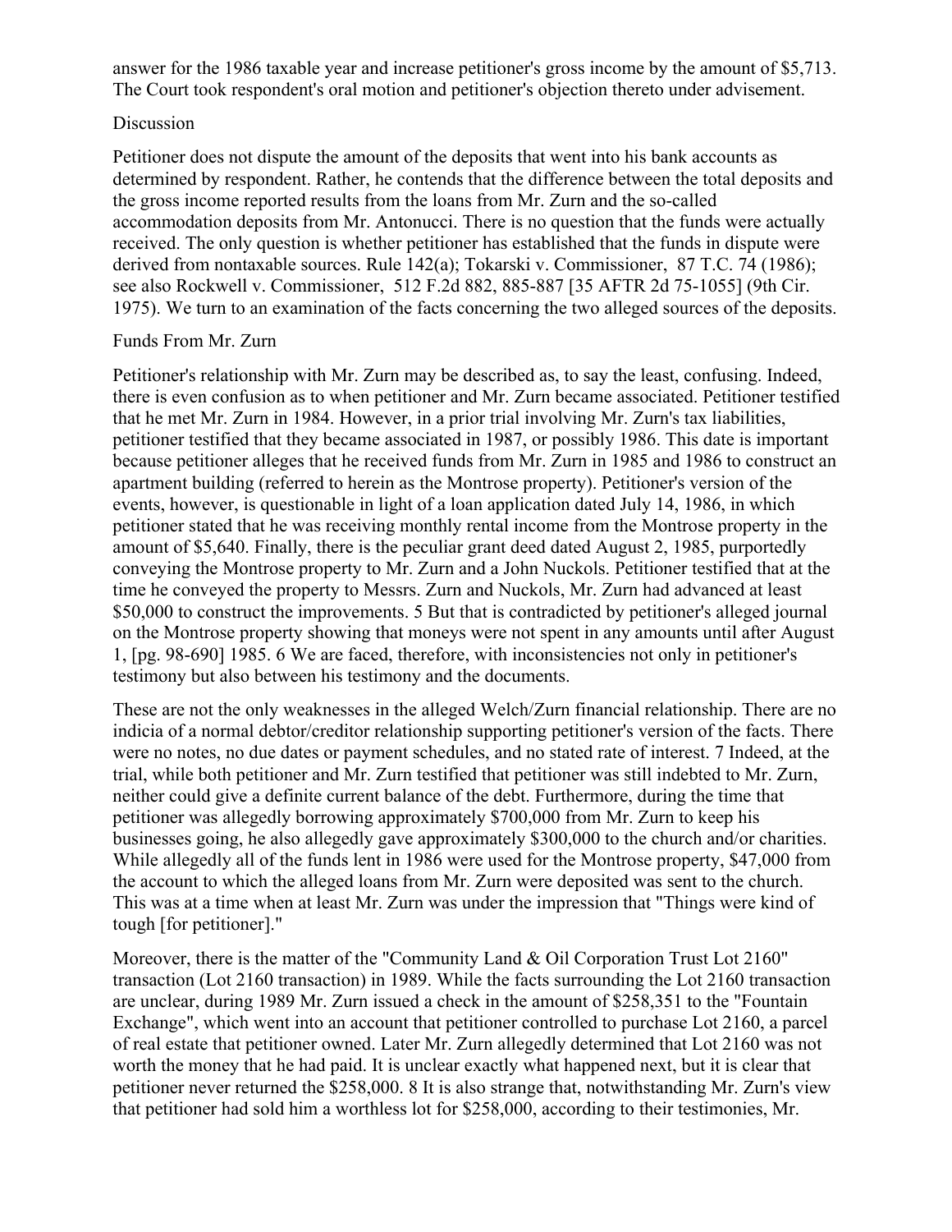answer for the 1986 taxable year and increase petitioner's gross income by the amount of $5,713. The Court took respondent's oral motion and petitioner's objection thereto under advisement.

## Discussion

Petitioner does not dispute the amount of the deposits that went into his bank accounts as determined by respondent. Rather, he contends that the difference between the total deposits and the gross income reported results from the loans from Mr. Zurn and the so-called accommodation deposits from Mr. Antonucci. There is no question that the funds were actually received. The only question is whether petitioner has established that the funds in dispute were derived from nontaxable sources. Rule 142(a); Tokarski v. Commissioner, 87 T.C. 74 (1986); see also Rockwell v. Commissioner, 512 F.2d 882, 885-887 [35 AFTR 2d 75-1055] (9th Cir. 1975). We turn to an examination of the facts concerning the two alleged sources of the deposits.

### Funds From Mr. Zurn

Petitioner's relationship with Mr. Zurn may be described as, to say the least, confusing. Indeed, there is even confusion as to when petitioner and Mr. Zurn became associated. Petitioner testified that he met Mr. Zurn in 1984. However, in a prior trial involving Mr. Zurn's tax liabilities, petitioner testified that they became associated in 1987, or possibly 1986. This date is important because petitioner alleges that he received funds from Mr. Zurn in 1985 and 1986 to construct an apartment building (referred to herein as the Montrose property). Petitioner's version of the events, however, is questionable in light of a loan application dated July 14, 1986, in which petitioner stated that he was receiving monthly rental income from the Montrose property in the amount of $5,640. Finally, there is the peculiar grant deed dated August 2, 1985, purportedly conveying the Montrose property to Mr. Zurn and a John Nuckols. Petitioner testified that at the time he conveyed the property to Messrs. Zurn and Nuckols, Mr. Zurn had advanced at least $50,000 to construct the improvements. 5 But that is contradicted by petitioner's alleged journal on the Montrose property showing that moneys were not spent in any amounts until after August 1, [pg. 98-690] 1985. 6 We are faced, therefore, with inconsistencies not only in petitioner's testimony but also between his testimony and the documents.

These are not the only weaknesses in the alleged Welch/Zurn financial relationship. There are no indicia of a normal debtor/creditor relationship supporting petitioner's version of the facts. There were no notes, no due dates or payment schedules, and no stated rate of interest. 7 Indeed, at the trial, while both petitioner and Mr. Zurn testified that petitioner was still indebted to Mr. Zurn, neither could give a definite current balance of the debt. Furthermore, during the time that petitioner was allegedly borrowing approximately $700,000 from Mr. Zurn to keep his businesses going, he also allegedly gave approximately $300,000 to the church and/or charities. While allegedly all of the funds lent in 1986 were used for the Montrose property, $47,000 from the account to which the alleged loans from Mr. Zurn were deposited was sent to the church. This was at a time when at least Mr. Zurn was under the impression that "Things were kind of tough [for petitioner]."

Moreover, there is the matter of the "Community Land & Oil Corporation Trust Lot 2160" transaction (Lot 2160 transaction) in 1989. While the facts surrounding the Lot 2160 transaction are unclear, during 1989 Mr. Zurn issued a check in the amount of $258,351 to the "Fountain Exchange", which went into an account that petitioner controlled to purchase Lot 2160, a parcel of real estate that petitioner owned. Later Mr. Zurn allegedly determined that Lot 2160 was not worth the money that he had paid. It is unclear exactly what happened next, but it is clear that petitioner never returned the $258,000. 8 It is also strange that, notwithstanding Mr. Zurn's view that petitioner had sold him a worthless lot for $258,000, according to their testimonies, Mr.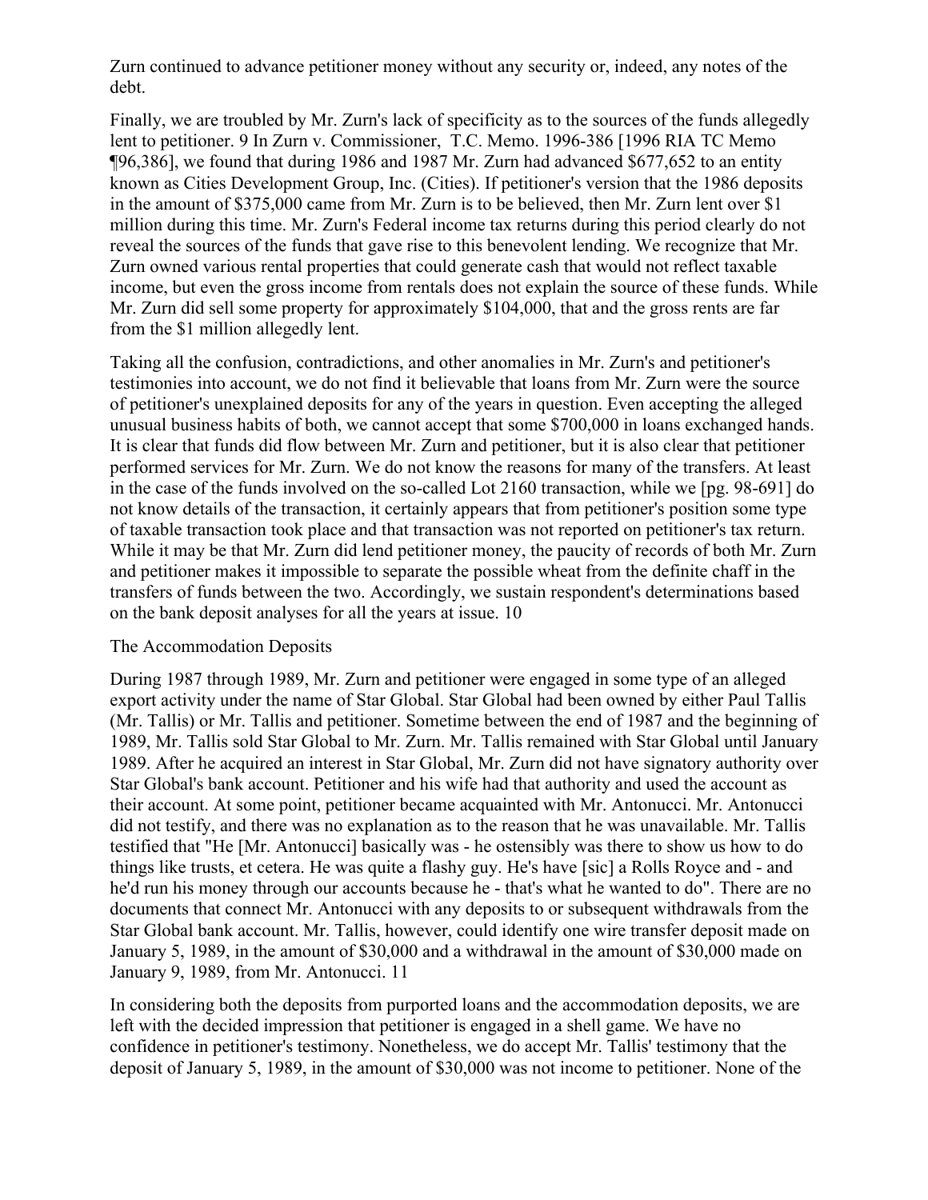Zurn continued to advance petitioner money without any security or, indeed, any notes of the debt.

Finally, we are troubled by Mr. Zurn's lack of specificity as to the sources of the funds allegedly lent to petitioner. 9 In Zurn v. Commissioner, T.C. Memo. 1996-386 [1996 RIA TC Memo ¶96,386], we found that during 1986 and 1987 Mr. Zurn had advanced $677,652 to an entity known as Cities Development Group, Inc. (Cities). If petitioner's version that the 1986 deposits in the amount of $375,000 came from Mr. Zurn is to be believed, then Mr. Zurn lent over $1 million during this time. Mr. Zurn's Federal income tax returns during this period clearly do not reveal the sources of the funds that gave rise to this benevolent lending. We recognize that Mr. Zurn owned various rental properties that could generate cash that would not reflect taxable income, but even the gross income from rentals does not explain the source of these funds. While Mr. Zurn did sell some property for approximately $104,000, that and the gross rents are far from the $1 million allegedly lent.

Taking all the confusion, contradictions, and other anomalies in Mr. Zurn's and petitioner's testimonies into account, we do not find it believable that loans from Mr. Zurn were the source of petitioner's unexplained deposits for any of the years in question. Even accepting the alleged unusual business habits of both, we cannot accept that some $700,000 in loans exchanged hands. It is clear that funds did flow between Mr. Zurn and petitioner, but it is also clear that petitioner performed services for Mr. Zurn. We do not know the reasons for many of the transfers. At least in the case of the funds involved on the so-called Lot 2160 transaction, while we [pg. 98-691] do not know details of the transaction, it certainly appears that from petitioner's position some type of taxable transaction took place and that transaction was not reported on petitioner's tax return. While it may be that Mr. Zurn did lend petitioner money, the paucity of records of both Mr. Zurn and petitioner makes it impossible to separate the possible wheat from the definite chaff in the transfers of funds between the two. Accordingly, we sustain respondent's determinations based on the bank deposit analyses for all the years at issue. 10

The Accommodation Deposits

During 1987 through 1989, Mr. Zurn and petitioner were engaged in some type of an alleged export activity under the name of Star Global. Star Global had been owned by either Paul Tallis (Mr. Tallis) or Mr. Tallis and petitioner. Sometime between the end of 1987 and the beginning of 1989, Mr. Tallis sold Star Global to Mr. Zurn. Mr. Tallis remained with Star Global until January 1989. After he acquired an interest in Star Global, Mr. Zurn did not have signatory authority over Star Global's bank account. Petitioner and his wife had that authority and used the account as their account. At some point, petitioner became acquainted with Mr. Antonucci. Mr. Antonucci did not testify, and there was no explanation as to the reason that he was unavailable. Mr. Tallis testified that "He [Mr. Antonucci] basically was - he ostensibly was there to show us how to do things like trusts, et cetera. He was quite a flashy guy. He's have [sic] a Rolls Royce and - and he'd run his money through our accounts because he - that's what he wanted to do". There are no documents that connect Mr. Antonucci with any deposits to or subsequent withdrawals from the Star Global bank account. Mr. Tallis, however, could identify one wire transfer deposit made on January 5, 1989, in the amount of $30,000 and a withdrawal in the amount of $30,000 made on January 9, 1989, from Mr. Antonucci. 11

In considering both the deposits from purported loans and the accommodation deposits, we are left with the decided impression that petitioner is engaged in a shell game. We have no confidence in petitioner's testimony. Nonetheless, we do accept Mr. Tallis' testimony that the deposit of January 5, 1989, in the amount of $30,000 was not income to petitioner. None of the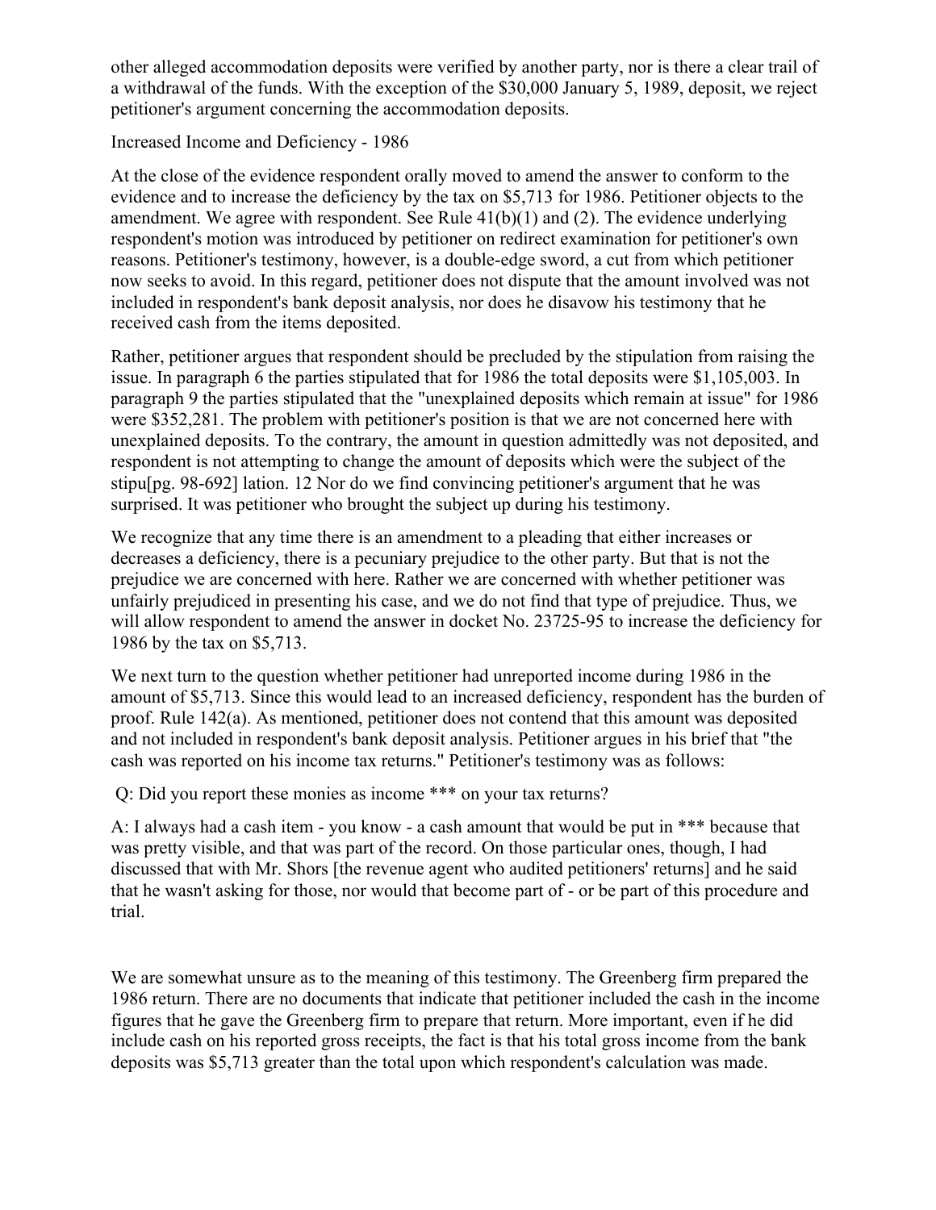other alleged accommodation deposits were verified by another party, nor is there a clear trail of a withdrawal of the funds. With the exception of the $30,000 January 5, 1989, deposit, we reject petitioner's argument concerning the accommodation deposits.

Increased Income and Deficiency - 1986

At the close of the evidence respondent orally moved to amend the answer to conform to the evidence and to increase the deficiency by the tax on $5,713 for 1986. Petitioner objects to the amendment. We agree with respondent. See Rule 41(b)(1) and (2). The evidence underlying respondent's motion was introduced by petitioner on redirect examination for petitioner's own reasons. Petitioner's testimony, however, is a double-edge sword, a cut from which petitioner now seeks to avoid. In this regard, petitioner does not dispute that the amount involved was not included in respondent's bank deposit analysis, nor does he disavow his testimony that he received cash from the items deposited.

Rather, petitioner argues that respondent should be precluded by the stipulation from raising the issue. In paragraph 6 the parties stipulated that for 1986 the total deposits were $1,105,003. In paragraph 9 the parties stipulated that the "unexplained deposits which remain at issue" for 1986 were $352,281. The problem with petitioner's position is that we are not concerned here with unexplained deposits. To the contrary, the amount in question admittedly was not deposited, and respondent is not attempting to change the amount of deposits which were the subject of the stipu[pg. 98-692] lation. 12 Nor do we find convincing petitioner's argument that he was surprised. It was petitioner who brought the subject up during his testimony.

We recognize that any time there is an amendment to a pleading that either increases or decreases a deficiency, there is a pecuniary prejudice to the other party. But that is not the prejudice we are concerned with here. Rather we are concerned with whether petitioner was unfairly prejudiced in presenting his case, and we do not find that type of prejudice. Thus, we will allow respondent to amend the answer in docket No. 23725-95 to increase the deficiency for 1986 by the tax on $5,713.

We next turn to the question whether petitioner had unreported income during 1986 in the amount of $5,713. Since this would lead to an increased deficiency, respondent has the burden of proof. Rule 142(a). As mentioned, petitioner does not contend that this amount was deposited and not included in respondent's bank deposit analysis. Petitioner argues in his brief that "the cash was reported on his income tax returns." Petitioner's testimony was as follows:

Q: Did you report these monies as income *** on your tax returns?

A: I always had a cash item - you know - a cash amount that would be put in *** because that was pretty visible, and that was part of the record. On those particular ones, though, I had discussed that with Mr. Shors [the revenue agent who audited petitioners' returns] and he said that he wasn't asking for those, nor would that become part of - or be part of this procedure and trial.

We are somewhat unsure as to the meaning of this testimony. The Greenberg firm prepared the 1986 return. There are no documents that indicate that petitioner included the cash in the income figures that he gave the Greenberg firm to prepare that return. More important, even if he did include cash on his reported gross receipts, the fact is that his total gross income from the bank deposits was $5,713 greater than the total upon which respondent's calculation was made.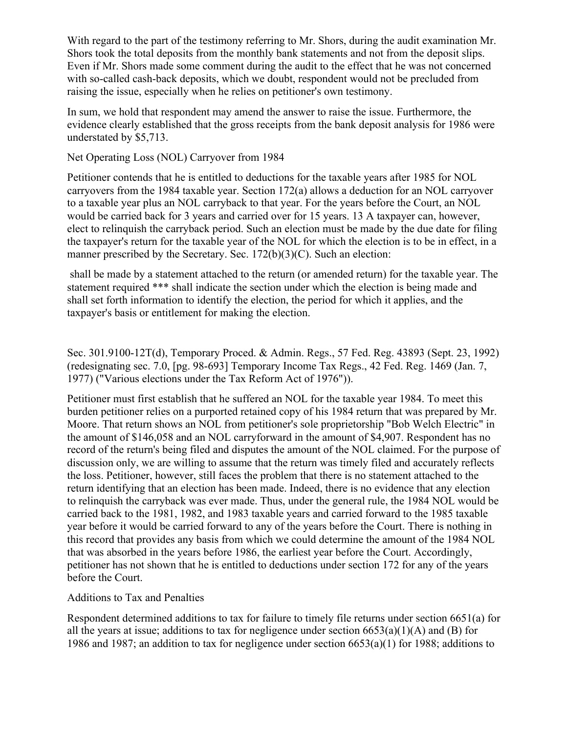With regard to the part of the testimony referring to Mr. Shors, during the audit examination Mr. Shors took the total deposits from the monthly bank statements and not from the deposit slips. Even if Mr. Shors made some comment during the audit to the effect that he was not concerned with so-called cash-back deposits, which we doubt, respondent would not be precluded from raising the issue, especially when he relies on petitioner's own testimony.

In sum, we hold that respondent may amend the answer to raise the issue. Furthermore, the evidence clearly established that the gross receipts from the bank deposit analysis for 1986 were understated by $5,713.

## Net Operating Loss (NOL) Carryover from 1984

Petitioner contends that he is entitled to deductions for the taxable years after 1985 for NOL carryovers from the 1984 taxable year. Section 172(a) allows a deduction for an NOL carryover to a taxable year plus an NOL carryback to that year. For the years before the Court, an NOL would be carried back for 3 years and carried over for 15 years. 13 A taxpayer can, however, elect to relinquish the carryback period. Such an election must be made by the due date for filing the taxpayer's return for the taxable year of the NOL for which the election is to be in effect, in a manner prescribed by the Secretary. Sec. 172(b)(3)(C). Such an election:

> shall be made by a statement attached to the return (or amended return) for the taxable year. The statement required *** shall indicate the section under which the election is being made and shall set forth information to identify the election, the period for which it applies, and the taxpayer's basis or entitlement for making the election.

Sec. 301.9100-12T(d), Temporary Proced. & Admin. Regs., 57 Fed. Reg. 43893 (Sept. 23, 1992) (redesignating sec. 7.0, [pg. 98-693] Temporary Income Tax Regs., 42 Fed. Reg. 1469 (Jan. 7, 1977) ("Various elections under the Tax Reform Act of 1976")).

Petitioner must first establish that he suffered an NOL for the taxable year 1984. To meet this burden petitioner relies on a purported retained copy of his 1984 return that was prepared by Mr. Moore. That return shows an NOL from petitioner's sole proprietorship "Bob Welch Electric" in the amount of $146,058 and an NOL carryforward in the amount of $4,907. Respondent has no record of the return's being filed and disputes the amount of the NOL claimed. For the purpose of discussion only, we are willing to assume that the return was timely filed and accurately reflects the loss. Petitioner, however, still faces the problem that there is no statement attached to the return identifying that an election has been made. Indeed, there is no evidence that any election to relinquish the carryback was ever made. Thus, under the general rule, the 1984 NOL would be carried back to the 1981, 1982, and 1983 taxable years and carried forward to the 1985 taxable year before it would be carried forward to any of the years before the Court. There is nothing in this record that provides any basis from which we could determine the amount of the 1984 NOL that was absorbed in the years before 1986, the earliest year before the Court. Accordingly, petitioner has not shown that he is entitled to deductions under section 172 for any of the years before the Court.

## Additions to Tax and Penalties

Respondent determined additions to tax for failure to timely file returns under section 6651(a) for all the years at issue; additions to tax for negligence under section 6653(a)(1)(A) and (B) for 1986 and 1987; an addition to tax for negligence under section 6653(a)(1) for 1988; additions to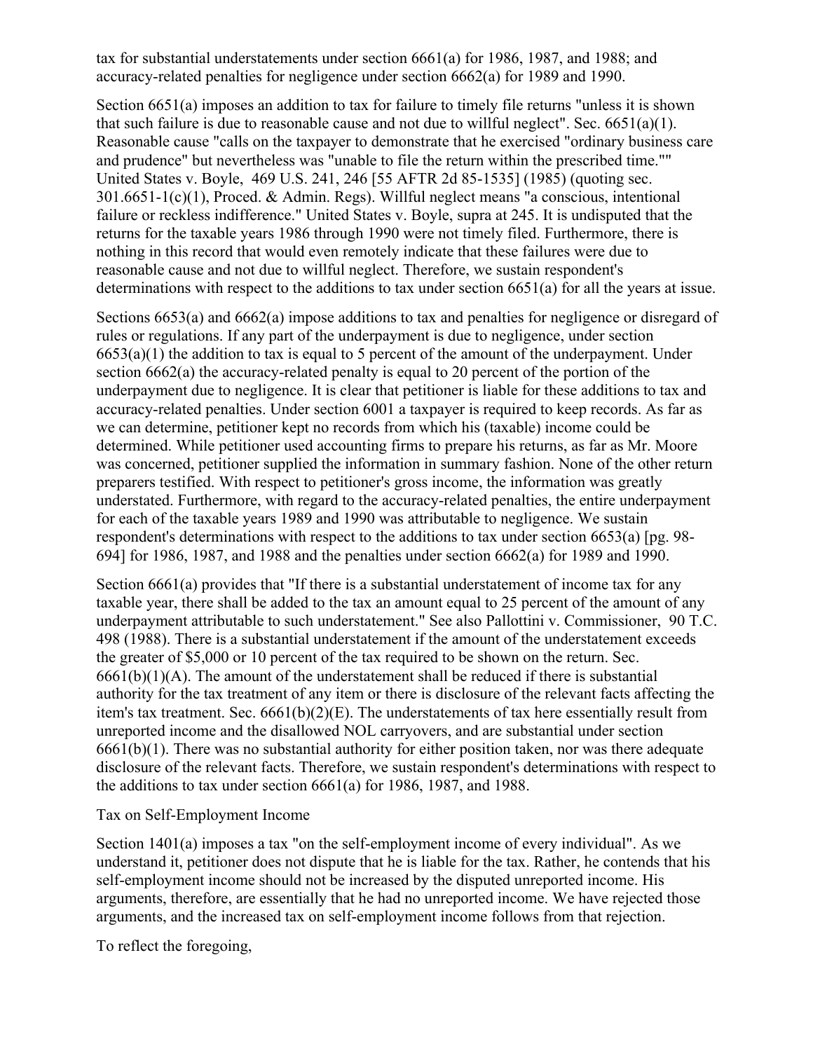tax for substantial understatements under section 6661(a) for 1986, 1987, and 1988; and accuracy-related penalties for negligence under section 6662(a) for 1989 and 1990.

Section 6651(a) imposes an addition to tax for failure to timely file returns "unless it is shown that such failure is due to reasonable cause and not due to willful neglect". Sec. 6651(a)(1). Reasonable cause "calls on the taxpayer to demonstrate that he exercised "ordinary business care and prudence" but nevertheless was "unable to file the return within the prescribed time."" United States v. Boyle, 469 U.S. 241, 246 [55 AFTR 2d 85-1535] (1985) (quoting sec. 301.6651-1(c)(1), Proced. & Admin. Regs). Willful neglect means "a conscious, intentional failure or reckless indifference." United States v. Boyle, supra at 245. It is undisputed that the returns for the taxable years 1986 through 1990 were not timely filed. Furthermore, there is nothing in this record that would even remotely indicate that these failures were due to reasonable cause and not due to willful neglect. Therefore, we sustain respondent's determinations with respect to the additions to tax under section 6651(a) for all the years at issue.

Sections 6653(a) and 6662(a) impose additions to tax and penalties for negligence or disregard of rules or regulations. If any part of the underpayment is due to negligence, under section 6653(a)(1) the addition to tax is equal to 5 percent of the amount of the underpayment. Under section 6662(a) the accuracy-related penalty is equal to 20 percent of the portion of the underpayment due to negligence. It is clear that petitioner is liable for these additions to tax and accuracy-related penalties. Under section 6001 a taxpayer is required to keep records. As far as we can determine, petitioner kept no records from which his (taxable) income could be determined. While petitioner used accounting firms to prepare his returns, as far as Mr. Moore was concerned, petitioner supplied the information in summary fashion. None of the other return preparers testified. With respect to petitioner's gross income, the information was greatly understated. Furthermore, with regard to the accuracy-related penalties, the entire underpayment for each of the taxable years 1989 and 1990 was attributable to negligence. We sustain respondent's determinations with respect to the additions to tax under section 6653(a) [pg. 98-694] for 1986, 1987, and 1988 and the penalties under section 6662(a) for 1989 and 1990.

Section 6661(a) provides that "If there is a substantial understatement of income tax for any taxable year, there shall be added to the tax an amount equal to 25 percent of the amount of any underpayment attributable to such understatement." See also Pallottini v. Commissioner, 90 T.C. 498 (1988). There is a substantial understatement if the amount of the understatement exceeds the greater of $5,000 or 10 percent of the tax required to be shown on the return. Sec. 6661(b)(1)(A). The amount of the understatement shall be reduced if there is substantial authority for the tax treatment of any item or there is disclosure of the relevant facts affecting the item's tax treatment. Sec. 6661(b)(2)(E). The understatements of tax here essentially result from unreported income and the disallowed NOL carryovers, and are substantial under section 6661(b)(1). There was no substantial authority for either position taken, nor was there adequate disclosure of the relevant facts. Therefore, we sustain respondent's determinations with respect to the additions to tax under section 6661(a) for 1986, 1987, and 1988.

## Tax on Self-Employment Income

Section 1401(a) imposes a tax "on the self-employment income of every individual". As we understand it, petitioner does not dispute that he is liable for the tax. Rather, he contends that his self-employment income should not be increased by the disputed unreported income. His arguments, therefore, are essentially that he had no unreported income. We have rejected those arguments, and the increased tax on self-employment income follows from that rejection.

To reflect the foregoing,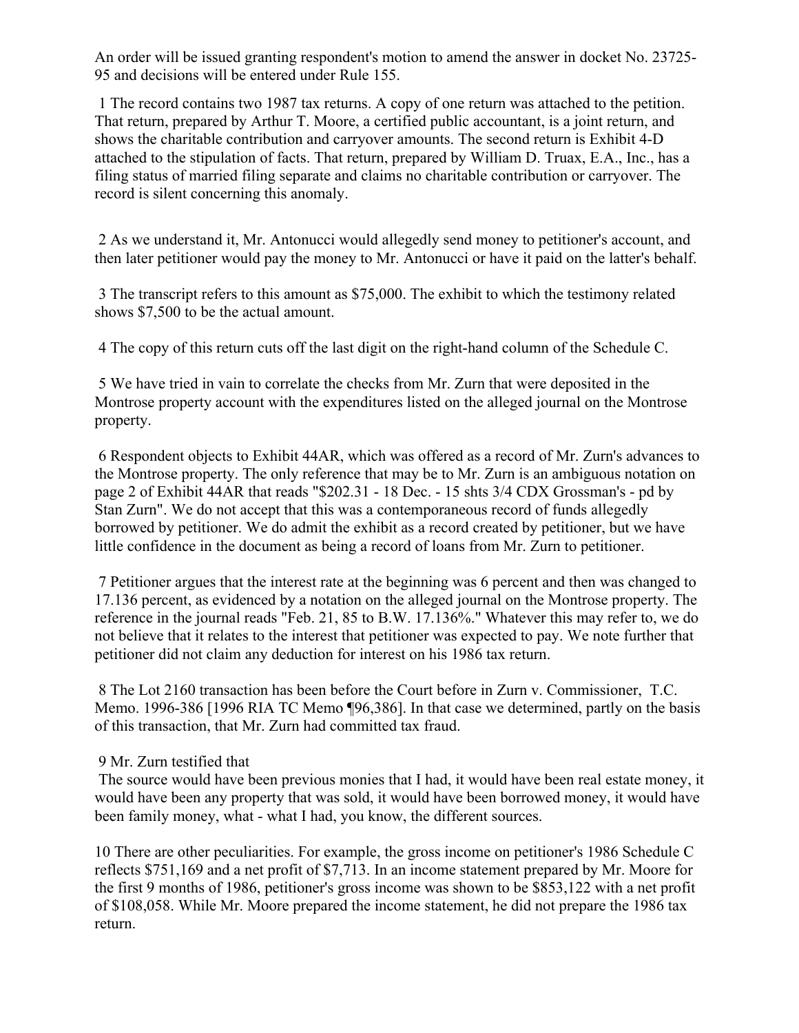An order will be issued granting respondent's motion to amend the answer in docket No. 23725-95 and decisions will be entered under Rule 155.

1 The record contains two 1987 tax returns. A copy of one return was attached to the petition. That return, prepared by Arthur T. Moore, a certified public accountant, is a joint return, and shows the charitable contribution and carryover amounts. The second return is Exhibit 4-D attached to the stipulation of facts. That return, prepared by William D. Truax, E.A., Inc., has a filing status of married filing separate and claims no charitable contribution or carryover. The record is silent concerning this anomaly.

2 As we understand it, Mr. Antonucci would allegedly send money to petitioner's account, and then later petitioner would pay the money to Mr. Antonucci or have it paid on the latter's behalf.

3 The transcript refers to this amount as $75,000. The exhibit to which the testimony related shows $7,500 to be the actual amount.

4 The copy of this return cuts off the last digit on the right-hand column of the Schedule C.

5 We have tried in vain to correlate the checks from Mr. Zurn that were deposited in the Montrose property account with the expenditures listed on the alleged journal on the Montrose property.

6 Respondent objects to Exhibit 44AR, which was offered as a record of Mr. Zurn's advances to the Montrose property. The only reference that may be to Mr. Zurn is an ambiguous notation on page 2 of Exhibit 44AR that reads "$202.31 - 18 Dec. - 15 shts 3/4 CDX Grossman's - pd by Stan Zurn". We do not accept that this was a contemporaneous record of funds allegedly borrowed by petitioner. We do admit the exhibit as a record created by petitioner, but we have little confidence in the document as being a record of loans from Mr. Zurn to petitioner.

7 Petitioner argues that the interest rate at the beginning was 6 percent and then was changed to 17.136 percent, as evidenced by a notation on the alleged journal on the Montrose property. The reference in the journal reads "Feb. 21, 85 to B.W. 17.136%." Whatever this may refer to, we do not believe that it relates to the interest that petitioner was expected to pay. We note further that petitioner did not claim any deduction for interest on his 1986 tax return.

8 The Lot 2160 transaction has been before the Court before in Zurn v. Commissioner, T.C. Memo. 1996-386 [1996 RIA TC Memo ¶96,386]. In that case we determined, partly on the basis of this transaction, that Mr. Zurn had committed tax fraud.

9 Mr. Zurn testified that

The source would have been previous monies that I had, it would have been real estate money, it would have been any property that was sold, it would have been borrowed money, it would have been family money, what - what I had, you know, the different sources.

10 There are other peculiarities. For example, the gross income on petitioner's 1986 Schedule C reflects $751,169 and a net profit of $7,713. In an income statement prepared by Mr. Moore for the first 9 months of 1986, petitioner's gross income was shown to be $853,122 with a net profit of $108,058. While Mr. Moore prepared the income statement, he did not prepare the 1986 tax return.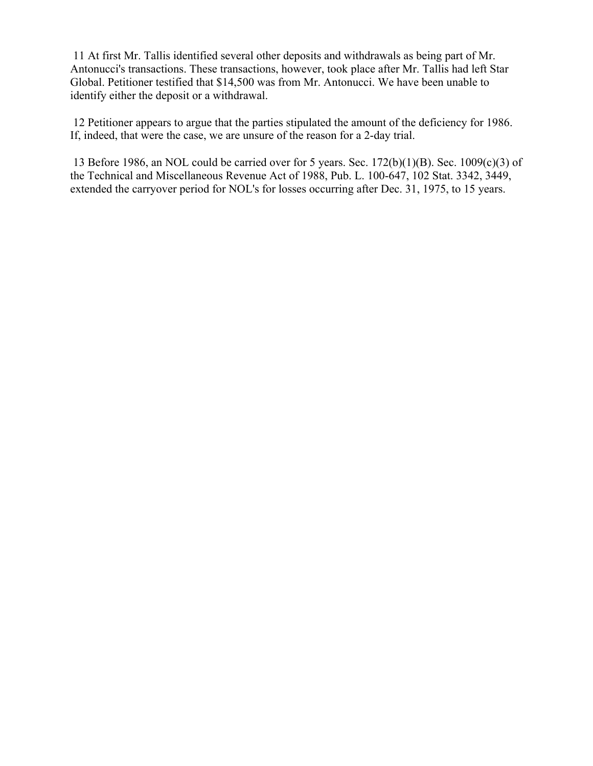11 At first Mr. Tallis identified several other deposits and withdrawals as being part of Mr. Antonucci's transactions. These transactions, however, took place after Mr. Tallis had left Star Global. Petitioner testified that $14,500 was from Mr. Antonucci. We have been unable to identify either the deposit or a withdrawal.

12 Petitioner appears to argue that the parties stipulated the amount of the deficiency for 1986. If, indeed, that were the case, we are unsure of the reason for a 2-day trial.

13 Before 1986, an NOL could be carried over for 5 years. Sec. 172(b)(1)(B). Sec. 1009(c)(3) of the Technical and Miscellaneous Revenue Act of 1988, Pub. L. 100-647, 102 Stat. 3342, 3449, extended the carryover period for NOL's for losses occurring after Dec. 31, 1975, to 15 years.